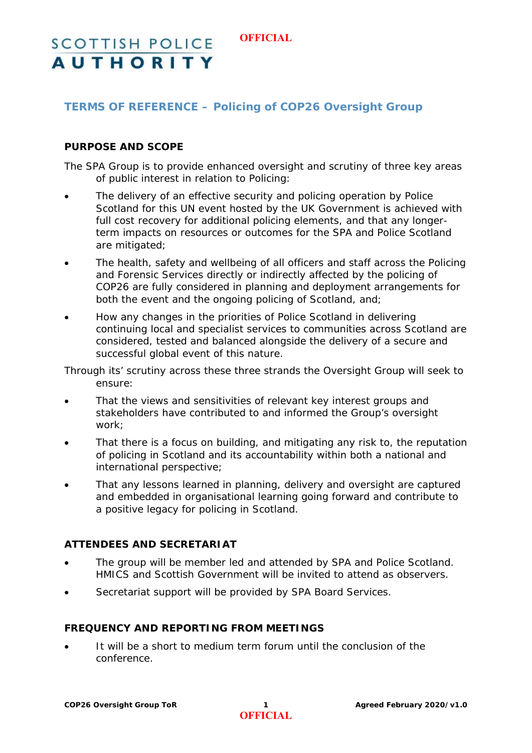SCOTTISH POLICE AUTHORITY

## TERMS OF REFERENCE – Policing of COP26 Oversight Group

### PURPOSE AND SCOPE

The SPA Group is to provide enhanced oversight and scrutiny of three key areas of public interest in relation to Policing:

- The delivery of an effective security and policing operation by Police Scotland for this UN event hosted by the UK Government is achieved with full cost recovery for additional policing elements, and that any longer-term impacts on resources or outcomes for the SPA and Police Scotland are mitigated;
- The health, safety and wellbeing of all officers and staff across the Policing and Forensic Services directly or indirectly affected by the policing of COP26 are fully considered in planning and deployment arrangements for both the event and the ongoing policing of Scotland, and;
- How any changes in the priorities of Police Scotland in delivering continuing local and specialist services to communities across Scotland are considered, tested and balanced alongside the delivery of a secure and successful global event of this nature.

Through its' scrutiny across these three strands the Oversight Group will seek to ensure:

- That the views and sensitivities of relevant key interest groups and stakeholders have contributed to and informed the Group's oversight work;
- That there is a focus on building, and mitigating any risk to, the reputation of policing in Scotland and its accountability within both a national and international perspective;
- That any lessons learned in planning, delivery and oversight are captured and embedded in organisational learning going forward and contribute to a positive legacy for policing in Scotland.

### ATTENDEES AND SECRETARIAT

- The group will be member led and attended by SPA and Police Scotland. HMICS and Scottish Government will be invited to attend as observers.
- Secretariat support will be provided by SPA Board Services.

### FREQUENCY AND REPORTING FROM MEETINGS

- It will be a short to medium term forum until the conclusion of the conference.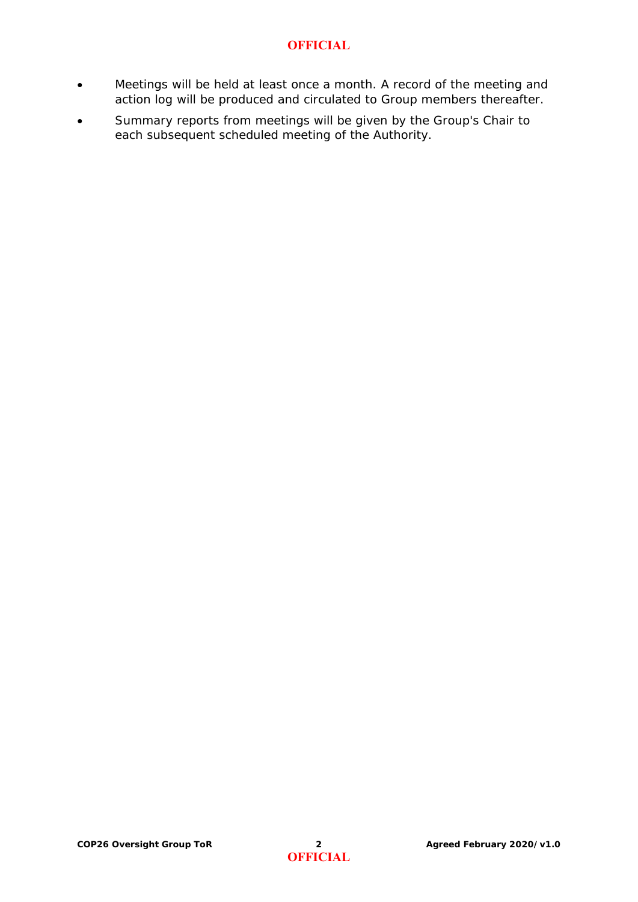- Meetings will be held at least once a month. A record of the meeting and action log will be produced and circulated to Group members thereafter.
- Summary reports from meetings will be given by the Group's Chair to each subsequent scheduled meeting of the Authority.